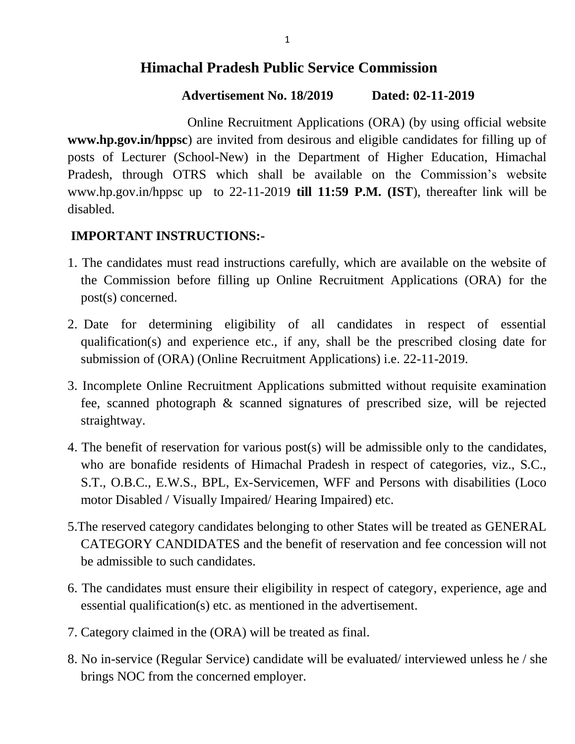# Himachal Pradesh Public Service Commission

**Advertisement No. 18/2019 Dated: 02-11-2019**

Online Recruitment Applications (ORA) (by using official website **www.hp.gov.in/hppsc**) are invited from desirous and eligible candidates for filling up of posts of Lecturer (School-New) in the Department of Higher Education, Himachal Pradesh, through OTRS which shall be available on the Commission's website www.hp.gov.in/hppsc up to 22-11-2019 **till 11:59 P.M. (IST**), thereafter link will be disabled.

## IMPORTANT INSTRUCTIONS:-

1. The candidates must read instructions carefully, which are available on the website of the Commission before filling up Online Recruitment Applications (ORA) for the post(s) concerned.
2. Date for determining eligibility of all candidates in respect of essential qualification(s) and experience etc., if any, shall be the prescribed closing date for submission of (ORA) (Online Recruitment Applications) i.e. 22-11-2019.
3. Incomplete Online Recruitment Applications submitted without requisite examination fee, scanned photograph & scanned signatures of prescribed size, will be rejected straightway.
4. The benefit of reservation for various post(s) will be admissible only to the candidates, who are bonafide residents of Himachal Pradesh in respect of categories, viz., S.C., S.T., O.B.C., E.W.S., BPL, Ex-Servicemen, WFF and Persons with disabilities (Loco motor Disabled / Visually Impaired/ Hearing Impaired) etc.
5. The reserved category candidates belonging to other States will be treated as GENERAL CATEGORY CANDIDATES and the benefit of reservation and fee concession will not be admissible to such candidates.
6. The candidates must ensure their eligibility in respect of category, experience, age and essential qualification(s) etc. as mentioned in the advertisement.
7. Category claimed in the (ORA) will be treated as final.
8. No in-service (Regular Service) candidate will be evaluated/ interviewed unless he / she brings NOC from the concerned employer.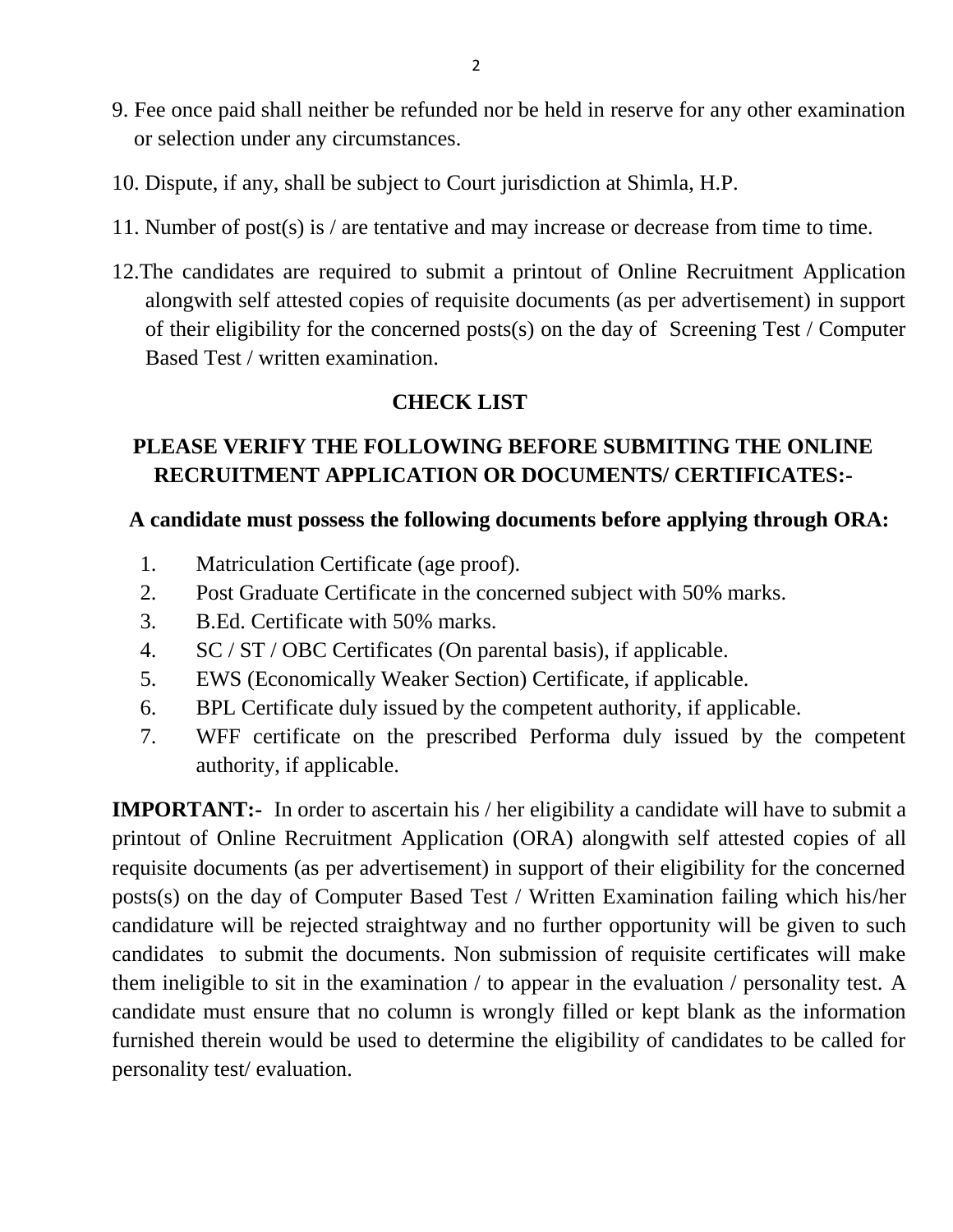9. Fee once paid shall neither be refunded nor be held in reserve for any other examination or selection under any circumstances.

10. Dispute, if any, shall be subject to Court jurisdiction at Shimla, H.P.

11. Number of post(s) is / are tentative and may increase or decrease from time to time.

12. The candidates are required to submit a printout of Online Recruitment Application alongwith self attested copies of requisite documents (as per advertisement) in support of their eligibility for the concerned posts(s) on the day of Screening Test / Computer Based Test / written examination.

## CHECK LIST

### PLEASE VERIFY THE FOLLOWING BEFORE SUBMITING THE ONLINE RECRUITMENT APPLICATION OR DOCUMENTS/ CERTIFICATES:-

**A candidate must possess the following documents before applying through ORA:**

1. Matriculation Certificate (age proof).
2. Post Graduate Certificate in the concerned subject with 50% marks.
3. B.Ed. Certificate with 50% marks.
4. SC / ST / OBC Certificates (On parental basis), if applicable.
5. EWS (Economically Weaker Section) Certificate, if applicable.
6. BPL Certificate duly issued by the competent authority, if applicable.
7. WFF certificate on the prescribed Performa duly issued by the competent authority, if applicable.

**IMPORTANT:-** In order to ascertain his / her eligibility a candidate will have to submit a printout of Online Recruitment Application (ORA) alongwith self attested copies of all requisite documents (as per advertisement) in support of their eligibility for the concerned posts(s) on the day of Computer Based Test / Written Examination failing which his/her candidature will be rejected straightway and no further opportunity will be given to such candidates to submit the documents. Non submission of requisite certificates will make them ineligible to sit in the examination / to appear in the evaluation / personality test. A candidate must ensure that no column is wrongly filled or kept blank as the information furnished therein would be used to determine the eligibility of candidates to be called for personality test/ evaluation.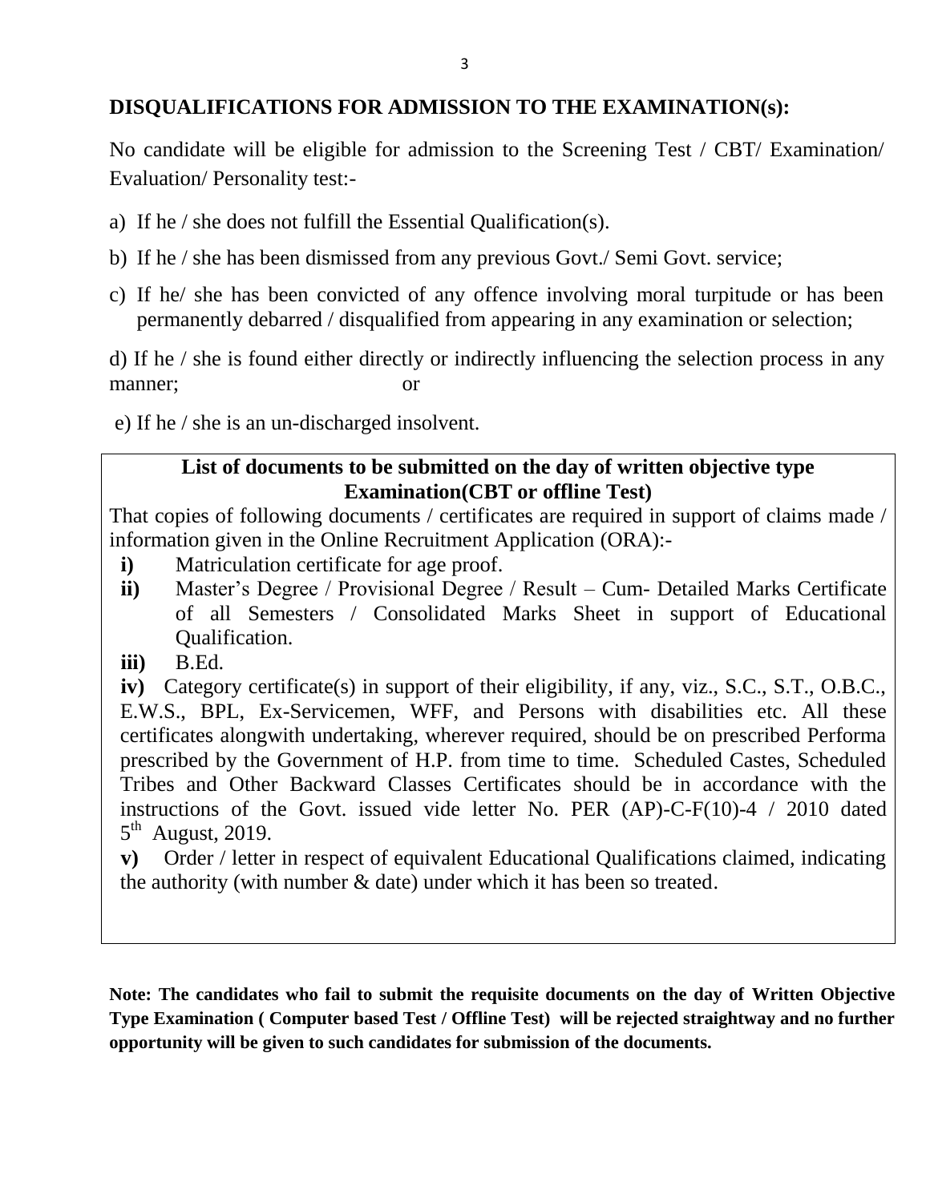## DISQUALIFICATIONS FOR ADMISSION TO THE EXAMINATION(s):

No candidate will be eligible for admission to the Screening Test / CBT/ Examination/ Evaluation/ Personality test:-

a) If he / she does not fulfill the Essential Qualification(s).

b) If he / she has been dismissed from any previous Govt./ Semi Govt. service;

c) If he/ she has been convicted of any offence involving moral turpitude or has been permanently debarred / disqualified from appearing in any examination or selection;

d) If he / she is found either directly or indirectly influencing the selection process in any manner; or

e) If he / she is an un-discharged insolvent.

### List of documents to be submitted on the day of written objective type Examination(CBT or offline Test)

That copies of following documents / certificates are required in support of claims made / information given in the Online Recruitment Application (ORA):-

**i)** Matriculation certificate for age proof.

**ii)** Master's Degree / Provisional Degree / Result – Cum- Detailed Marks Certificate of all Semesters / Consolidated Marks Sheet in support of Educational Qualification.

**iii)** B.Ed.

**iv)** Category certificate(s) in support of their eligibility, if any, viz., S.C., S.T., O.B.C., E.W.S., BPL, Ex-Servicemen, WFF, and Persons with disabilities etc. All these certificates alongwith undertaking, wherever required, should be on prescribed Performa prescribed by the Government of H.P. from time to time. Scheduled Castes, Scheduled Tribes and Other Backward Classes Certificates should be in accordance with the instructions of the Govt. issued vide letter No. PER (AP)-C-F(10)-4 / 2010 dated 5th August, 2019.

**v)** Order / letter in respect of equivalent Educational Qualifications claimed, indicating the authority (with number & date) under which it has been so treated.

**Note: The candidates who fail to submit the requisite documents on the day of Written Objective Type Examination ( Computer based Test / Offline Test) will be rejected straightway and no further opportunity will be given to such candidates for submission of the documents.**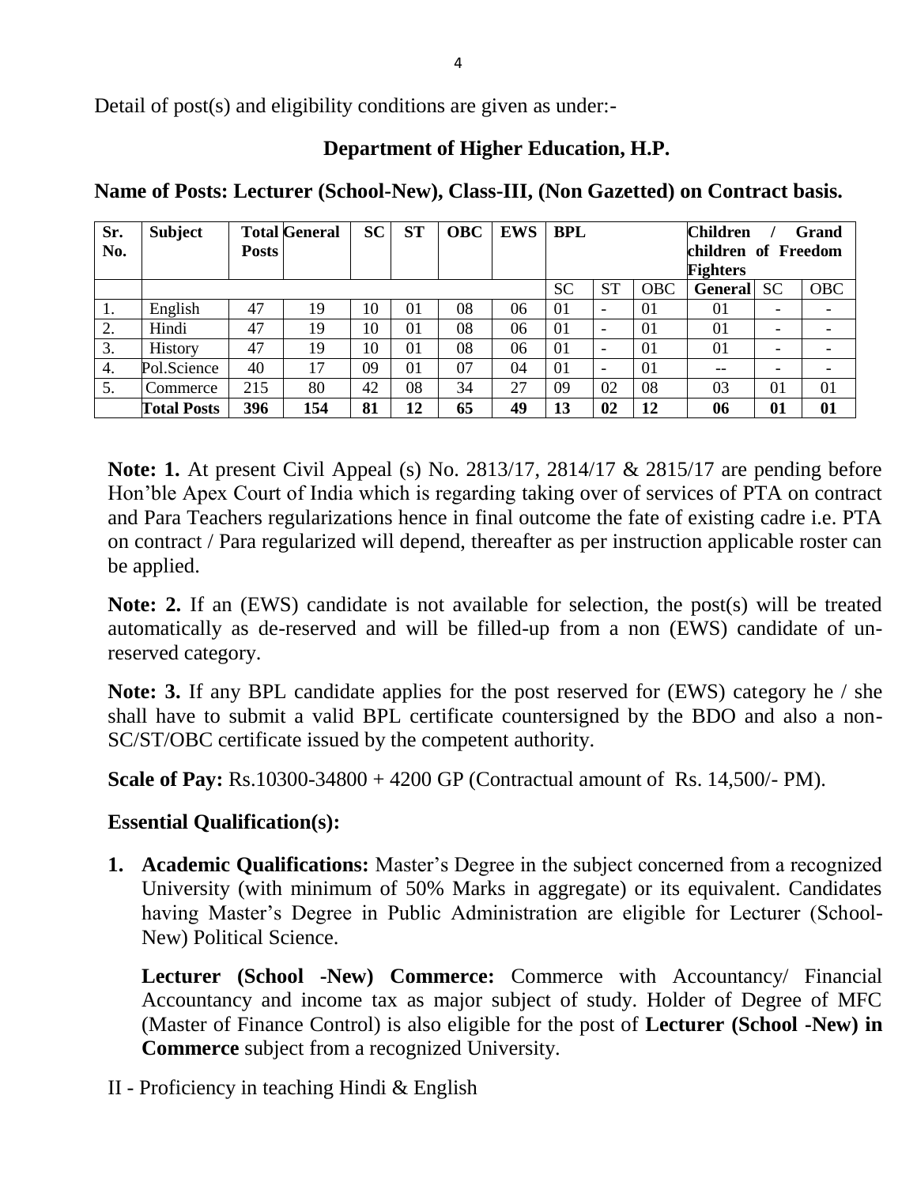Detail of post(s) and eligibility conditions are given as under:-

## Department of Higher Education, H.P.

**Name of Posts: Lecturer (School-New), Class-III, (Non Gazetted) on Contract basis.**

| Sr. No. | Subject | Total Posts | General | SC | ST | OBC | EWS | BPL | | | Children / Grand children of Freedom Fighters | | |
|---|---|---|---|---|---|---|---|---|---|---|---|---|---|
| | | | | | | | | SC | ST | OBC | General | SC | OBC |
| 1. | English | 47 | 19 | 10 | 01 | 08 | 06 | 01 | - | 01 | 01 | - | - |
| 2. | Hindi | 47 | 19 | 10 | 01 | 08 | 06 | 01 | - | 01 | 01 | - | - |
| 3. | History | 47 | 19 | 10 | 01 | 08 | 06 | 01 | - | 01 | 01 | - | - |
| 4. | Pol.Science | 40 | 17 | 09 | 01 | 07 | 04 | 01 | - | 01 | -- | - | - |
| 5. | Commerce | 215 | 80 | 42 | 08 | 34 | 27 | 09 | 02 | 08 | 03 | 01 | 01 |
| | **Total Posts** | **396** | **154** | **81** | **12** | **65** | **49** | **13** | **02** | **12** | **06** | **01** | **01** |

**Note: 1.** At present Civil Appeal (s) No. 2813/17, 2814/17 & 2815/17 are pending before Hon'ble Apex Court of India which is regarding taking over of services of PTA on contract and Para Teachers regularizations hence in final outcome the fate of existing cadre i.e. PTA on contract / Para regularized will depend, thereafter as per instruction applicable roster can be applied.

**Note: 2.** If an (EWS) candidate is not available for selection, the post(s) will be treated automatically as de-reserved and will be filled-up from a non (EWS) candidate of un-reserved category.

**Note: 3.** If any BPL candidate applies for the post reserved for (EWS) category he / she shall have to submit a valid BPL certificate countersigned by the BDO and also a non-SC/ST/OBC certificate issued by the competent authority.

**Scale of Pay:** Rs.10300-34800 + 4200 GP (Contractual amount of Rs. 14,500/- PM).

**Essential Qualification(s):**

1. **Academic Qualifications:** Master's Degree in the subject concerned from a recognized University (with minimum of 50% Marks in aggregate) or its equivalent. Candidates having Master's Degree in Public Administration are eligible for Lecturer (School-New) Political Science.

   **Lecturer (School -New) Commerce:** Commerce with Accountancy/ Financial Accountancy and income tax as major subject of study. Holder of Degree of MFC (Master of Finance Control) is also eligible for the post of **Lecturer (School -New) in Commerce** subject from a recognized University.

II - Proficiency in teaching Hindi & English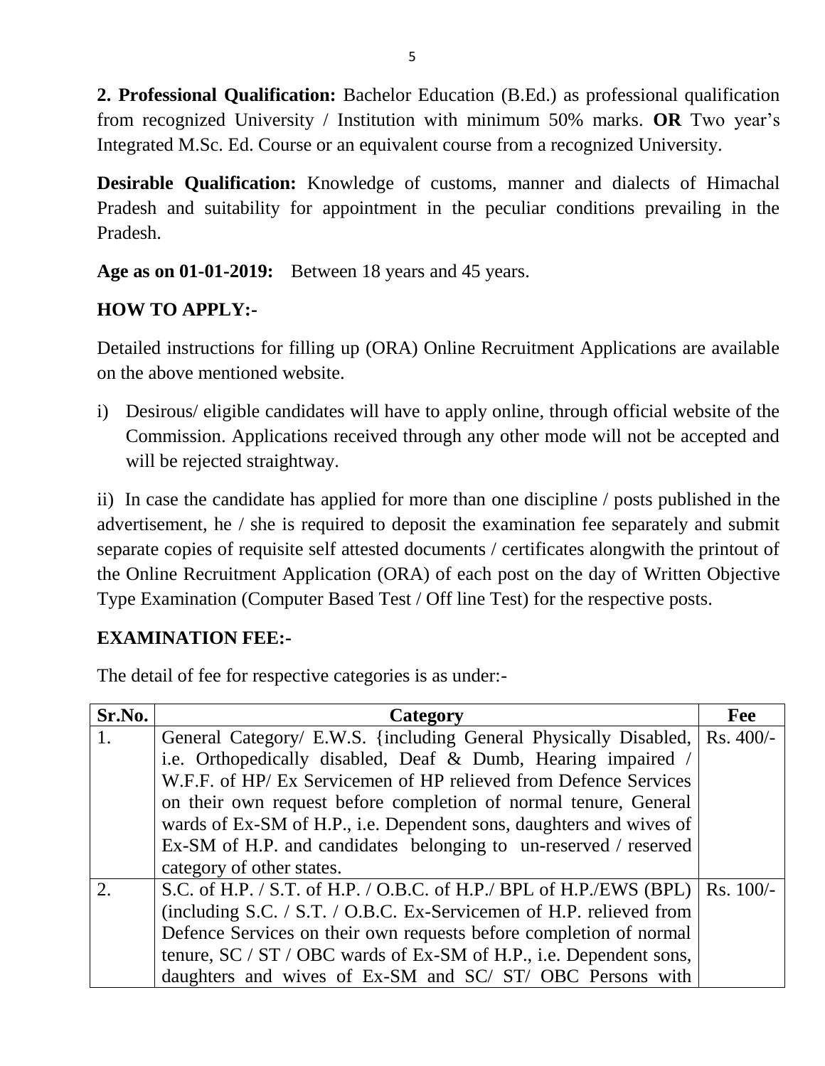**2. Professional Qualification:** Bachelor Education (B.Ed.) as professional qualification from recognized University / Institution with minimum 50% marks. **OR** Two year's Integrated M.Sc. Ed. Course or an equivalent course from a recognized University.

**Desirable Qualification:** Knowledge of customs, manner and dialects of Himachal Pradesh and suitability for appointment in the peculiar conditions prevailing in the Pradesh.

**Age as on 01-01-2019:** Between 18 years and 45 years.

## HOW TO APPLY:-

Detailed instructions for filling up (ORA) Online Recruitment Applications are available on the above mentioned website.

i) Desirous/ eligible candidates will have to apply online, through official website of the Commission. Applications received through any other mode will not be accepted and will be rejected straightway.

ii) In case the candidate has applied for more than one discipline / posts published in the advertisement, he / she is required to deposit the examination fee separately and submit separate copies of requisite self attested documents / certificates alongwith the printout of the Online Recruitment Application (ORA) of each post on the day of Written Objective Type Examination (Computer Based Test / Off line Test) for the respective posts.

## EXAMINATION FEE:-

The detail of fee for respective categories is as under:-

| Sr.No. | Category | Fee |
|---|---|---|
| 1. | General Category/ E.W.S. {including General Physically Disabled, i.e. Orthopedically disabled, Deaf & Dumb, Hearing impaired / W.F.F. of HP/ Ex Servicemen of HP relieved from Defence Services on their own request before completion of normal tenure, General wards of Ex-SM of H.P., i.e. Dependent sons, daughters and wives of Ex-SM of H.P. and candidates belonging to un-reserved / reserved category of other states. | Rs. 400/- |
| 2. | S.C. of H.P. / S.T. of H.P. / O.B.C. of H.P./ BPL of H.P./EWS (BPL) (including S.C. / S.T. / O.B.C. Ex-Servicemen of H.P. relieved from Defence Services on their own requests before completion of normal tenure, SC / ST / OBC wards of Ex-SM of H.P., i.e. Dependent sons, daughters and wives of Ex-SM and SC/ ST/ OBC Persons with | Rs. 100/- |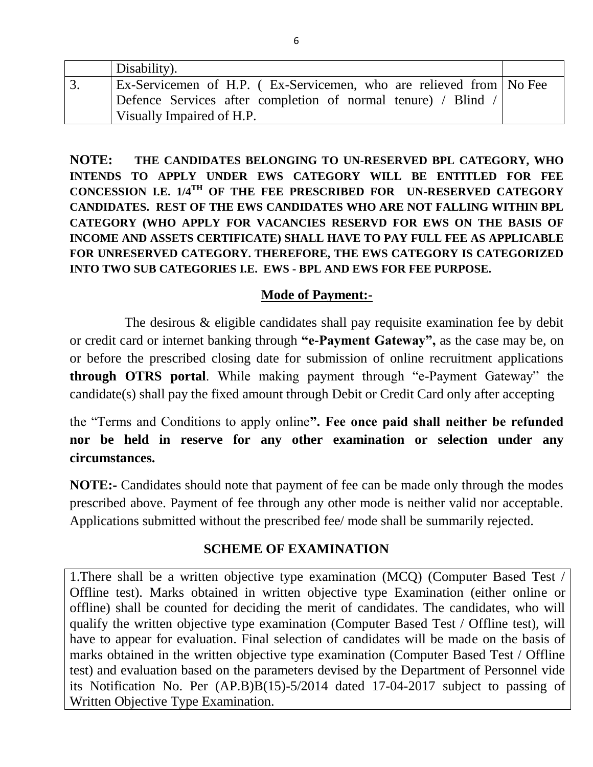|  | Disability). |  |
|---|---|---|
| 3. | Ex-Servicemen of H.P. ( Ex-Servicemen, who are relieved from Defence Services after completion of normal tenure) / Blind / Visually Impaired of H.P. | No Fee |

**NOTE: THE CANDIDATES BELONGING TO UN-RESERVED BPL CATEGORY, WHO INTENDS TO APPLY UNDER EWS CATEGORY WILL BE ENTITLED FOR FEE CONCESSION I.E. 1/4TH OF THE FEE PRESCRIBED FOR UN-RESERVED CATEGORY CANDIDATES. REST OF THE EWS CANDIDATES WHO ARE NOT FALLING WITHIN BPL CATEGORY (WHO APPLY FOR VACANCIES RESERVD FOR EWS ON THE BASIS OF INCOME AND ASSETS CERTIFICATE) SHALL HAVE TO PAY FULL FEE AS APPLICABLE FOR UNRESERVED CATEGORY. THEREFORE, THE EWS CATEGORY IS CATEGORIZED INTO TWO SUB CATEGORIES I.E. EWS - BPL AND EWS FOR FEE PURPOSE.**

## Mode of Payment:-

The desirous & eligible candidates shall pay requisite examination fee by debit or credit card or internet banking through **"e-Payment Gateway",** as the case may be, on or before the prescribed closing date for submission of online recruitment applications **through OTRS portal**. While making payment through "e-Payment Gateway" the candidate(s) shall pay the fixed amount through Debit or Credit Card only after accepting the "Terms and Conditions to apply online**". Fee once paid shall neither be refunded nor be held in reserve for any other examination or selection under any circumstances.**

**NOTE:-** Candidates should note that payment of fee can be made only through the modes prescribed above. Payment of fee through any other mode is neither valid nor acceptable. Applications submitted without the prescribed fee/ mode shall be summarily rejected.

## SCHEME OF EXAMINATION

1.There shall be a written objective type examination (MCQ) (Computer Based Test / Offline test). Marks obtained in written objective type Examination (either online or offline) shall be counted for deciding the merit of candidates. The candidates, who will qualify the written objective type examination (Computer Based Test / Offline test), will have to appear for evaluation. Final selection of candidates will be made on the basis of marks obtained in the written objective type examination (Computer Based Test / Offline test) and evaluation based on the parameters devised by the Department of Personnel vide its Notification No. Per (AP.B)B(15)-5/2014 dated 17-04-2017 subject to passing of Written Objective Type Examination.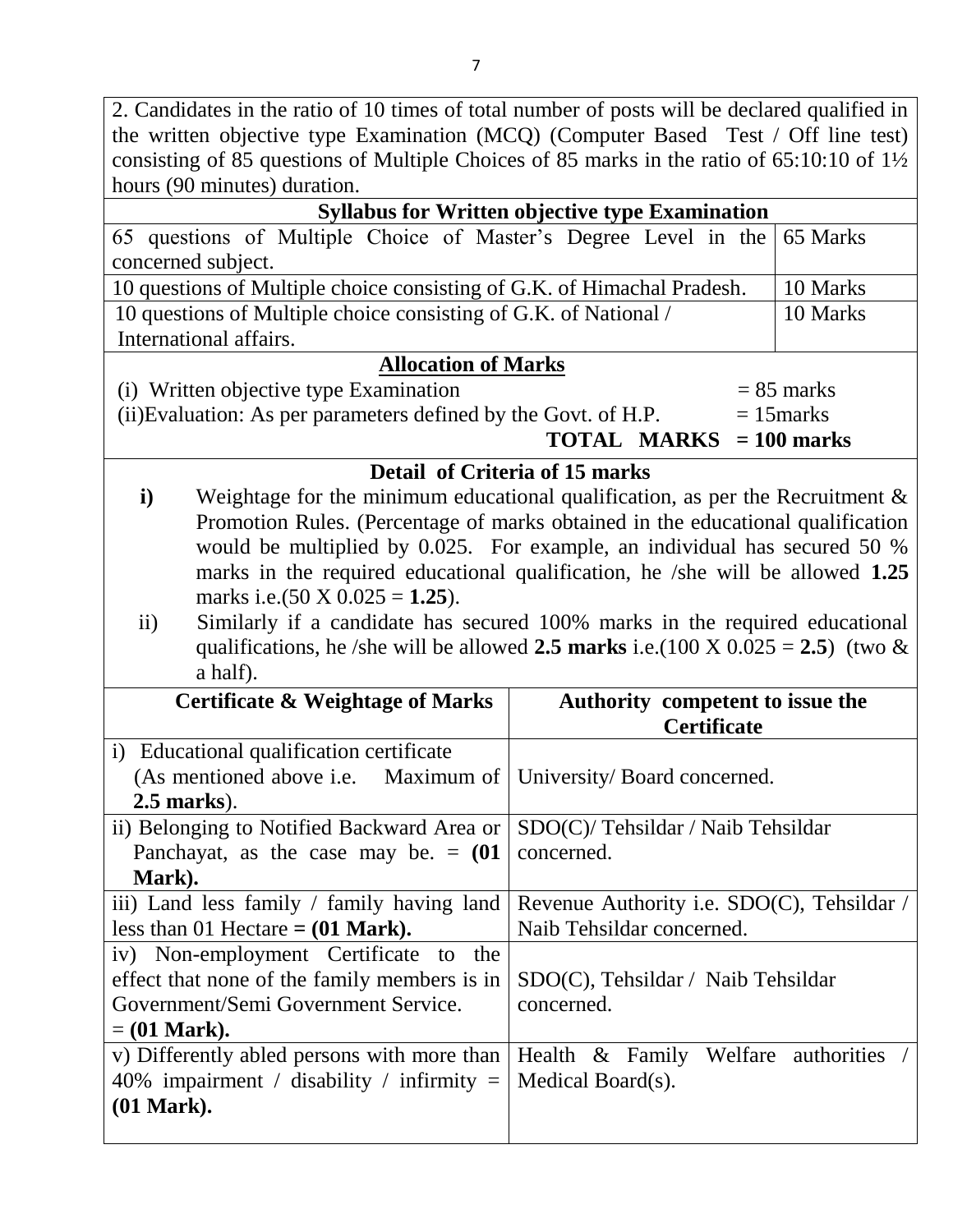2. Candidates in the ratio of 10 times of total number of posts will be declared qualified in the written objective type Examination (MCQ) (Computer Based Test / Off line test) consisting of 85 questions of Multiple Choices of 85 marks in the ratio of 65:10:10 of 1½ hours (90 minutes) duration.

**Syllabus for Written objective type Examination**

| Syllabus | Marks |
|---|---|
| 65 questions of Multiple Choice of Master's Degree Level in the concerned subject. | 65 Marks |
| 10 questions of Multiple choice consisting of G.K. of Himachal Pradesh. | 10 Marks |
| 10 questions of Multiple choice consisting of G.K. of National / International affairs. | 10 Marks |

**Allocation of Marks**

(i) Written objective type Examination = 85 marks

(ii) Evaluation: As per parameters defined by the Govt. of H.P. = 15marks

**TOTAL MARKS = 100 marks**

**Detail of Criteria of 15 marks**

**i)** Weightage for the minimum educational qualification, as per the Recruitment & Promotion Rules. (Percentage of marks obtained in the educational qualification would be multiplied by 0.025. For example, an individual has secured 50 % marks in the required educational qualification, he /she will be allowed **1.25** marks i.e.(50 X 0.025 = **1.25**).

ii) Similarly if a candidate has secured 100% marks in the required educational qualifications, he /she will be allowed **2.5 marks** i.e.(100 X 0.025 = **2.5**) (two & a half).

| Certificate & Weightage of Marks | Authority competent to issue the Certificate |
|---|---|
| i) Educational qualification certificate (As mentioned above i.e. Maximum of **2.5 marks**). | University/ Board concerned. |
| ii) Belonging to Notified Backward Area or Panchayat, as the case may be. = **(01 Mark).** | SDO(C)/ Tehsildar / Naib Tehsildar concerned. |
| iii) Land less family / family having land less than 01 Hectare **= (01 Mark).** | Revenue Authority i.e. SDO(C), Tehsildar / Naib Tehsildar concerned. |
| iv) Non-employment Certificate to the effect that none of the family members is in Government/Semi Government Service. = **(01 Mark).** | SDO(C), Tehsildar / Naib Tehsildar concerned. |
| v) Differently abled persons with more than 40% impairment / disability / infirmity = **(01 Mark).** | Health & Family Welfare authorities / Medical Board(s). |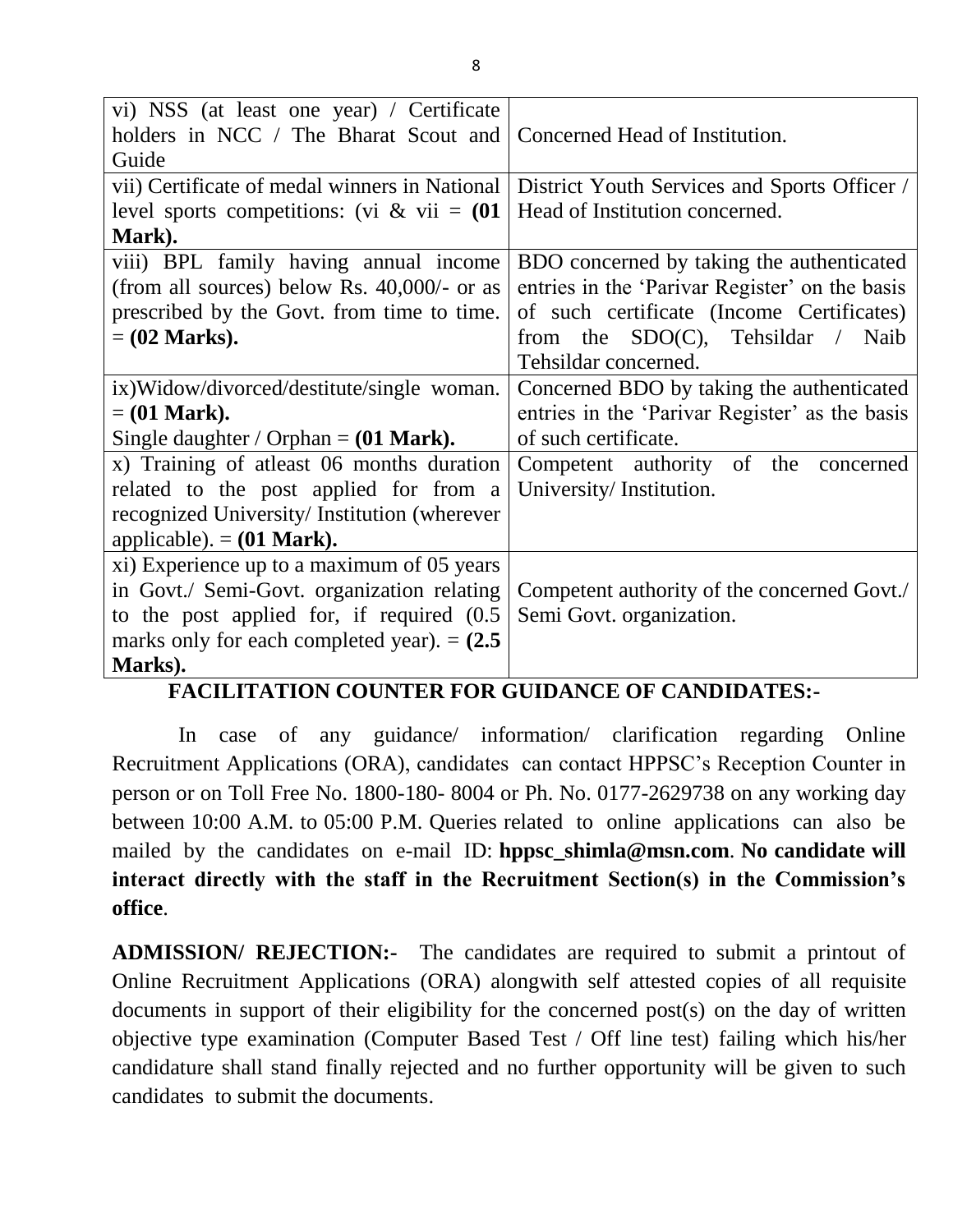| | |
|---|---|
| vi) NSS (at least one year) / Certificate holders in NCC / The Bharat Scout and Guide | Concerned Head of Institution. |
| vii) Certificate of medal winners in National level sports competitions: (vi & vii = **(01 Mark).** | District Youth Services and Sports Officer / Head of Institution concerned. |
| viii) BPL family having annual income (from all sources) below Rs. 40,000/- or as prescribed by the Govt. from time to time. = **(02 Marks).** | BDO concerned by taking the authenticated entries in the 'Parivar Register' on the basis of such certificate (Income Certificates) from the SDO(C), Tehsildar / Naib Tehsildar concerned. |
| ix)Widow/divorced/destitute/single woman. = **(01 Mark).**<br>Single daughter / Orphan = **(01 Mark).** | Concerned BDO by taking the authenticated entries in the 'Parivar Register' as the basis of such certificate. |
| x) Training of atleast 06 months duration related to the post applied for from a recognized University/ Institution (wherever applicable). = **(01 Mark).** | Competent authority of the concerned University/ Institution. |
| xi) Experience up to a maximum of 05 years in Govt./ Semi-Govt. organization relating to the post applied for, if required (0.5 marks only for each completed year). = **(2.5 Marks).** | Competent authority of the concerned Govt./ Semi Govt. organization. |

## FACILITATION COUNTER FOR GUIDANCE OF CANDIDATES:-

In case of any guidance/ information/ clarification regarding Online Recruitment Applications (ORA), candidates can contact HPPSC's Reception Counter in person or on Toll Free No. 1800-180- 8004 or Ph. No. 0177-2629738 on any working day between 10:00 A.M. to 05:00 P.M. Queries related to online applications can also be mailed by the candidates on e-mail ID: **hppsc_shimla@msn.com**. **No candidate will interact directly with the staff in the Recruitment Section(s) in the Commission's office**.

**ADMISSION/ REJECTION:-** The candidates are required to submit a printout of Online Recruitment Applications (ORA) alongwith self attested copies of all requisite documents in support of their eligibility for the concerned post(s) on the day of written objective type examination (Computer Based Test / Off line test) failing which his/her candidature shall stand finally rejected and no further opportunity will be given to such candidates to submit the documents.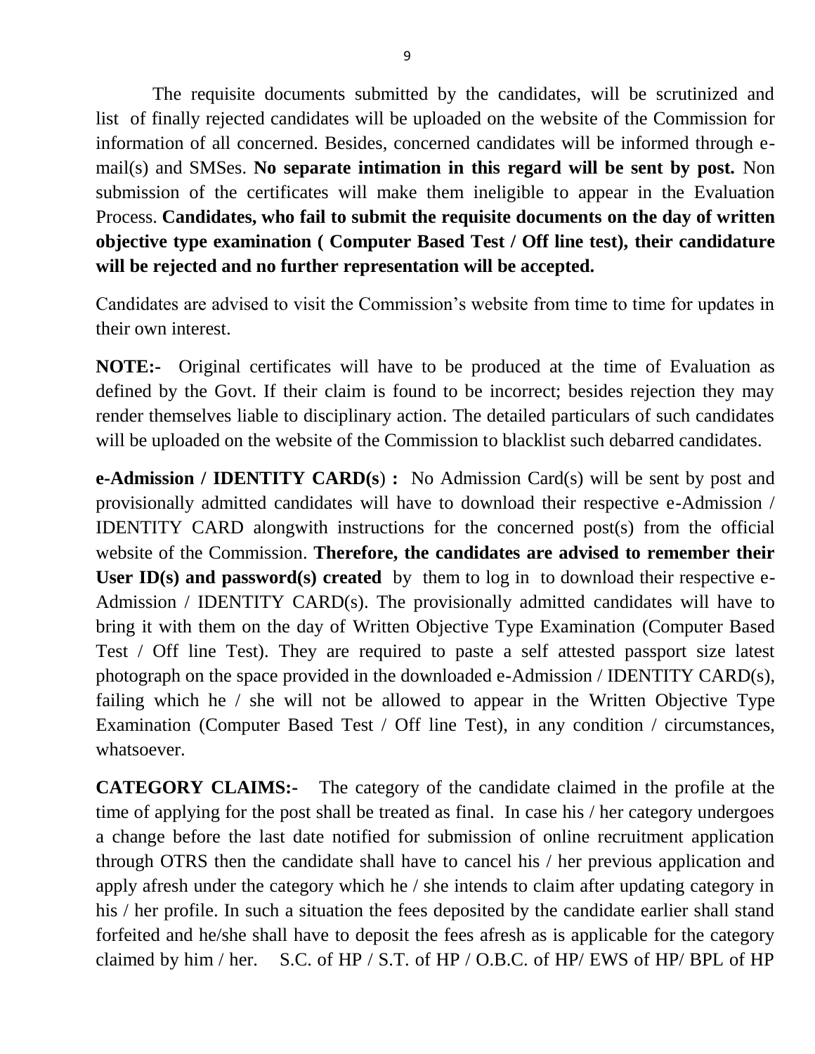The requisite documents submitted by the candidates, will be scrutinized and list of finally rejected candidates will be uploaded on the website of the Commission for information of all concerned. Besides, concerned candidates will be informed through e-mail(s) and SMSes. **No separate intimation in this regard will be sent by post.** Non submission of the certificates will make them ineligible to appear in the Evaluation Process. **Candidates, who fail to submit the requisite documents on the day of written objective type examination ( Computer Based Test / Off line test), their candidature will be rejected and no further representation will be accepted.**

Candidates are advised to visit the Commission's website from time to time for updates in their own interest.

**NOTE:-** Original certificates will have to be produced at the time of Evaluation as defined by the Govt. If their claim is found to be incorrect; besides rejection they may render themselves liable to disciplinary action. The detailed particulars of such candidates will be uploaded on the website of the Commission to blacklist such debarred candidates.

**e-Admission / IDENTITY CARD(s) :** No Admission Card(s) will be sent by post and provisionally admitted candidates will have to download their respective e-Admission / IDENTITY CARD alongwith instructions for the concerned post(s) from the official website of the Commission. **Therefore, the candidates are advised to remember their User ID(s) and password(s) created** by them to log in to download their respective e-Admission / IDENTITY CARD(s). The provisionally admitted candidates will have to bring it with them on the day of Written Objective Type Examination (Computer Based Test / Off line Test). They are required to paste a self attested passport size latest photograph on the space provided in the downloaded e-Admission / IDENTITY CARD(s), failing which he / she will not be allowed to appear in the Written Objective Type Examination (Computer Based Test / Off line Test), in any condition / circumstances, whatsoever.

**CATEGORY CLAIMS:-** The category of the candidate claimed in the profile at the time of applying for the post shall be treated as final. In case his / her category undergoes a change before the last date notified for submission of online recruitment application through OTRS then the candidate shall have to cancel his / her previous application and apply afresh under the category which he / she intends to claim after updating category in his / her profile. In such a situation the fees deposited by the candidate earlier shall stand forfeited and he/she shall have to deposit the fees afresh as is applicable for the category claimed by him / her. S.C. of HP / S.T. of HP / O.B.C. of HP/ EWS of HP/ BPL of HP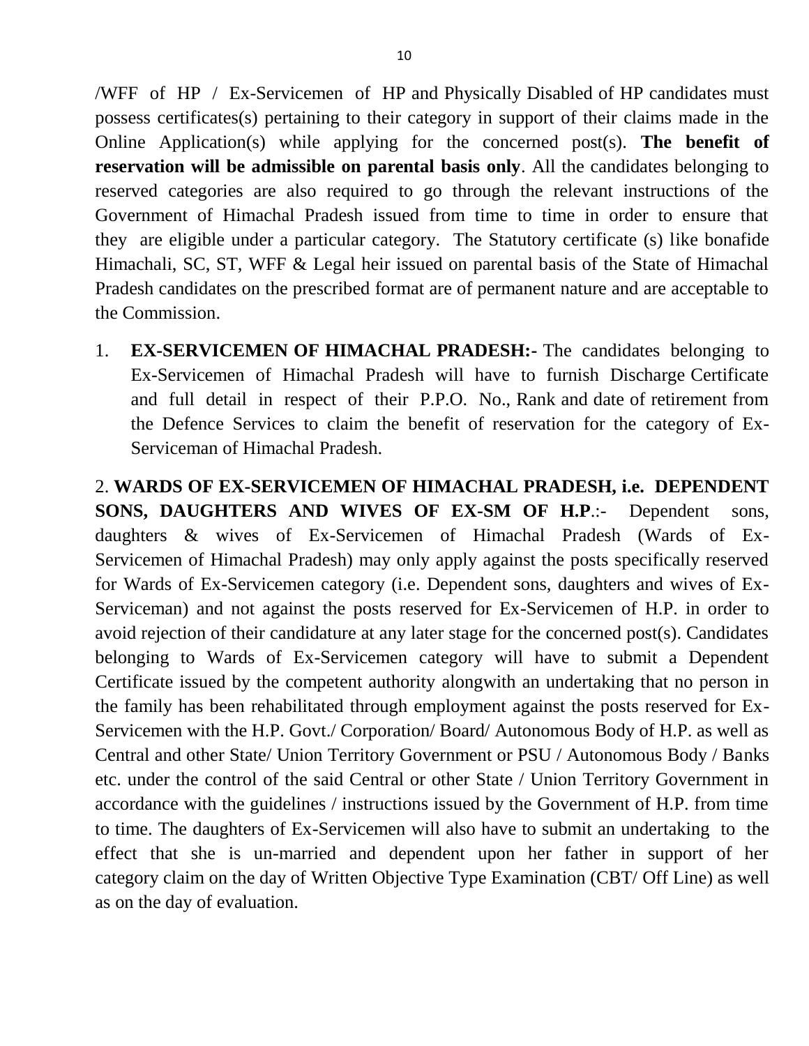/WFF of HP / Ex-Servicemen of HP and Physically Disabled of HP candidates must possess certificates(s) pertaining to their category in support of their claims made in the Online Application(s) while applying for the concerned post(s). **The benefit of reservation will be admissible on parental basis only**. All the candidates belonging to reserved categories are also required to go through the relevant instructions of the Government of Himachal Pradesh issued from time to time in order to ensure that they are eligible under a particular category. The Statutory certificate (s) like bonafide Himachali, SC, ST, WFF & Legal heir issued on parental basis of the State of Himachal Pradesh candidates on the prescribed format are of permanent nature and are acceptable to the Commission.

1. **EX-SERVICEMEN OF HIMACHAL PRADESH:-** The candidates belonging to Ex-Servicemen of Himachal Pradesh will have to furnish Discharge Certificate and full detail in respect of their P.P.O. No., Rank and date of retirement from the Defence Services to claim the benefit of reservation for the category of Ex-Serviceman of Himachal Pradesh.

2. **WARDS OF EX-SERVICEMEN OF HIMACHAL PRADESH, i.e. DEPENDENT SONS, DAUGHTERS AND WIVES OF EX-SM OF H.P**.:- Dependent sons, daughters & wives of Ex-Servicemen of Himachal Pradesh (Wards of Ex-Servicemen of Himachal Pradesh) may only apply against the posts specifically reserved for Wards of Ex-Servicemen category (i.e. Dependent sons, daughters and wives of Ex-Serviceman) and not against the posts reserved for Ex-Servicemen of H.P. in order to avoid rejection of their candidature at any later stage for the concerned post(s). Candidates belonging to Wards of Ex-Servicemen category will have to submit a Dependent Certificate issued by the competent authority alongwith an undertaking that no person in the family has been rehabilitated through employment against the posts reserved for Ex-Servicemen with the H.P. Govt./ Corporation/ Board/ Autonomous Body of H.P. as well as Central and other State/ Union Territory Government or PSU / Autonomous Body / Banks etc. under the control of the said Central or other State / Union Territory Government in accordance with the guidelines / instructions issued by the Government of H.P. from time to time. The daughters of Ex-Servicemen will also have to submit an undertaking to the effect that she is un-married and dependent upon her father in support of her category claim on the day of Written Objective Type Examination (CBT/ Off Line) as well as on the day of evaluation.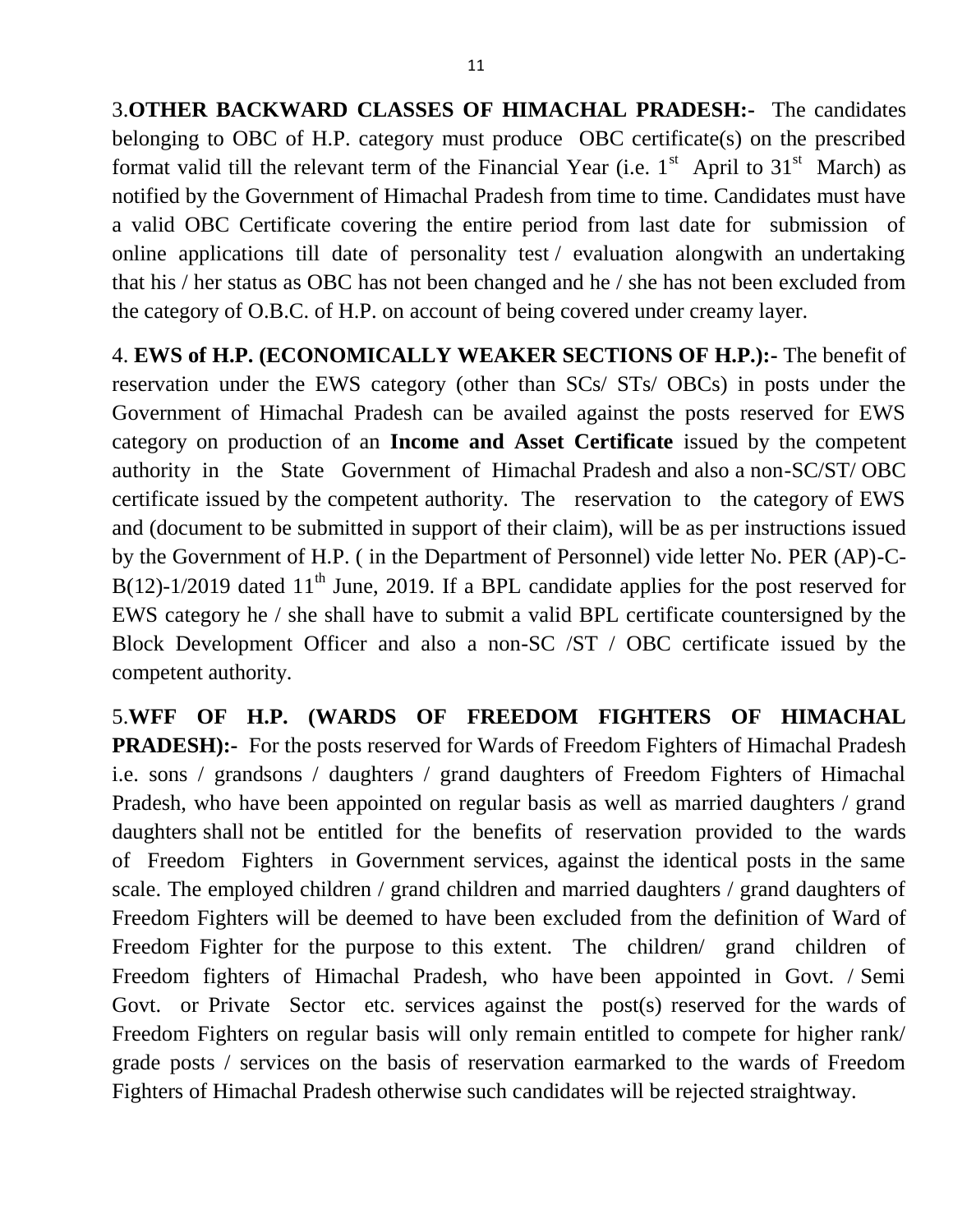3.**OTHER BACKWARD CLASSES OF HIMACHAL PRADESH:-** The candidates belonging to OBC of H.P. category must produce OBC certificate(s) on the prescribed format valid till the relevant term of the Financial Year (i.e. 1st April to 31st March) as notified by the Government of Himachal Pradesh from time to time. Candidates must have a valid OBC Certificate covering the entire period from last date for submission of online applications till date of personality test / evaluation alongwith an undertaking that his / her status as OBC has not been changed and he / she has not been excluded from the category of O.B.C. of H.P. on account of being covered under creamy layer.

4. **EWS of H.P. (ECONOMICALLY WEAKER SECTIONS OF H.P.):-** The benefit of reservation under the EWS category (other than SCs/ STs/ OBCs) in posts under the Government of Himachal Pradesh can be availed against the posts reserved for EWS category on production of an **Income and Asset Certificate** issued by the competent authority in the State Government of Himachal Pradesh and also a non-SC/ST/ OBC certificate issued by the competent authority. The reservation to the category of EWS and (document to be submitted in support of their claim), will be as per instructions issued by the Government of H.P. ( in the Department of Personnel) vide letter No. PER (AP)-C-B(12)-1/2019 dated 11th June, 2019. If a BPL candidate applies for the post reserved for EWS category he / she shall have to submit a valid BPL certificate countersigned by the Block Development Officer and also a non-SC /ST / OBC certificate issued by the competent authority.

5.**WFF OF H.P. (WARDS OF FREEDOM FIGHTERS OF HIMACHAL PRADESH):-** For the posts reserved for Wards of Freedom Fighters of Himachal Pradesh i.e. sons / grandsons / daughters / grand daughters of Freedom Fighters of Himachal Pradesh, who have been appointed on regular basis as well as married daughters / grand daughters shall not be entitled for the benefits of reservation provided to the wards of Freedom Fighters in Government services, against the identical posts in the same scale. The employed children / grand children and married daughters / grand daughters of Freedom Fighters will be deemed to have been excluded from the definition of Ward of Freedom Fighter for the purpose to this extent. The children/ grand children of Freedom fighters of Himachal Pradesh, who have been appointed in Govt. / Semi Govt. or Private Sector etc. services against the post(s) reserved for the wards of Freedom Fighters on regular basis will only remain entitled to compete for higher rank/ grade posts / services on the basis of reservation earmarked to the wards of Freedom Fighters of Himachal Pradesh otherwise such candidates will be rejected straightway.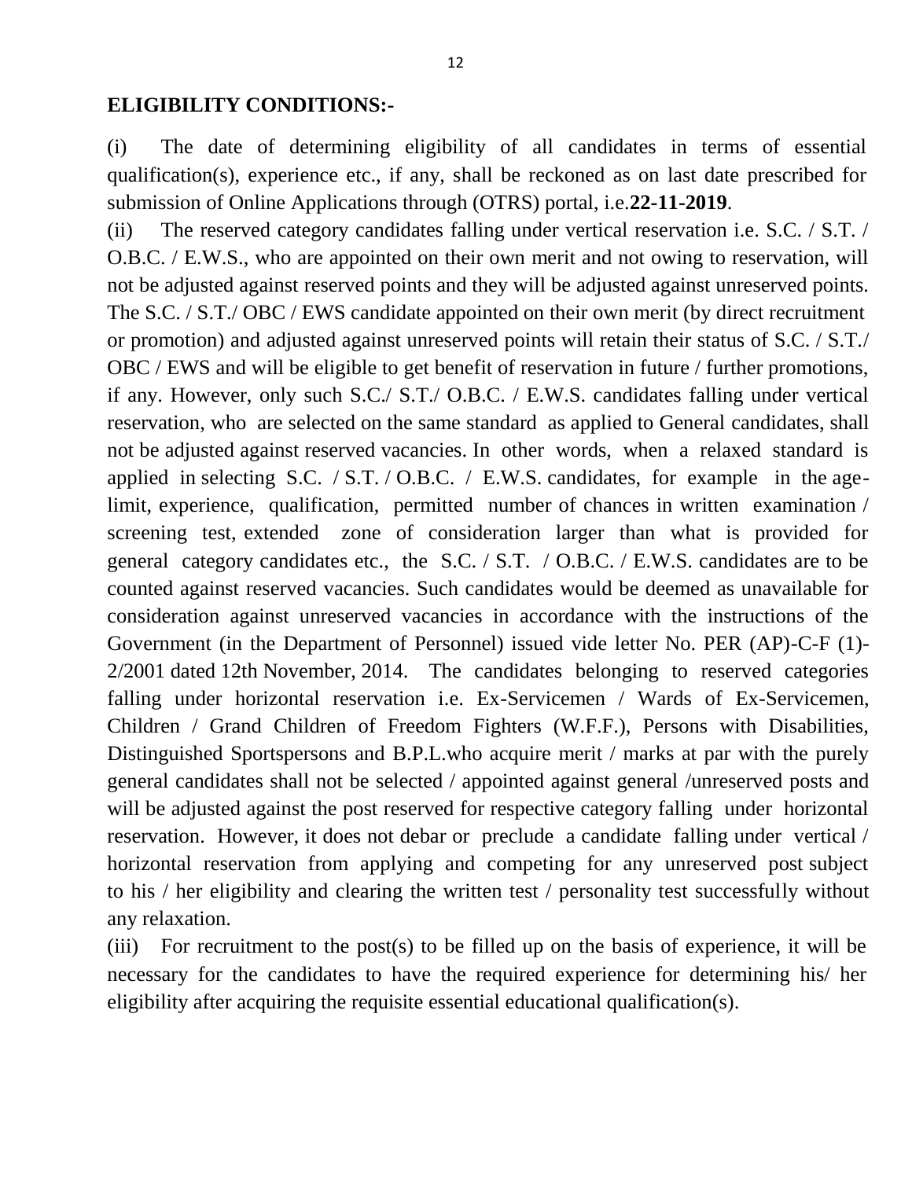**ELIGIBILITY CONDITIONS:-**

(i) The date of determining eligibility of all candidates in terms of essential qualification(s), experience etc., if any, shall be reckoned as on last date prescribed for submission of Online Applications through (OTRS) portal, i.e.**22-11-2019**.

(ii) The reserved category candidates falling under vertical reservation i.e. S.C. / S.T. / O.B.C. / E.W.S., who are appointed on their own merit and not owing to reservation, will not be adjusted against reserved points and they will be adjusted against unreserved points. The S.C. / S.T./ OBC / EWS candidate appointed on their own merit (by direct recruitment or promotion) and adjusted against unreserved points will retain their status of S.C. / S.T./ OBC / EWS and will be eligible to get benefit of reservation in future / further promotions, if any. However, only such S.C./ S.T./ O.B.C. / E.W.S. candidates falling under vertical reservation, who are selected on the same standard as applied to General candidates, shall not be adjusted against reserved vacancies. In other words, when a relaxed standard is applied in selecting S.C. / S.T. / O.B.C. / E.W.S. candidates, for example in the age-limit, experience, qualification, permitted number of chances in written examination / screening test, extended zone of consideration larger than what is provided for general category candidates etc., the S.C. / S.T. / O.B.C. / E.W.S. candidates are to be counted against reserved vacancies. Such candidates would be deemed as unavailable for consideration against unreserved vacancies in accordance with the instructions of the Government (in the Department of Personnel) issued vide letter No. PER (AP)-C-F (1)-2/2001 dated 12th November, 2014. The candidates belonging to reserved categories falling under horizontal reservation i.e. Ex-Servicemen / Wards of Ex-Servicemen, Children / Grand Children of Freedom Fighters (W.F.F.), Persons with Disabilities, Distinguished Sportspersons and B.P.L.who acquire merit / marks at par with the purely general candidates shall not be selected / appointed against general /unreserved posts and will be adjusted against the post reserved for respective category falling under horizontal reservation. However, it does not debar or preclude a candidate falling under vertical / horizontal reservation from applying and competing for any unreserved post subject to his / her eligibility and clearing the written test / personality test successfully without any relaxation.

(iii) For recruitment to the post(s) to be filled up on the basis of experience, it will be necessary for the candidates to have the required experience for determining his/ her eligibility after acquiring the requisite essential educational qualification(s).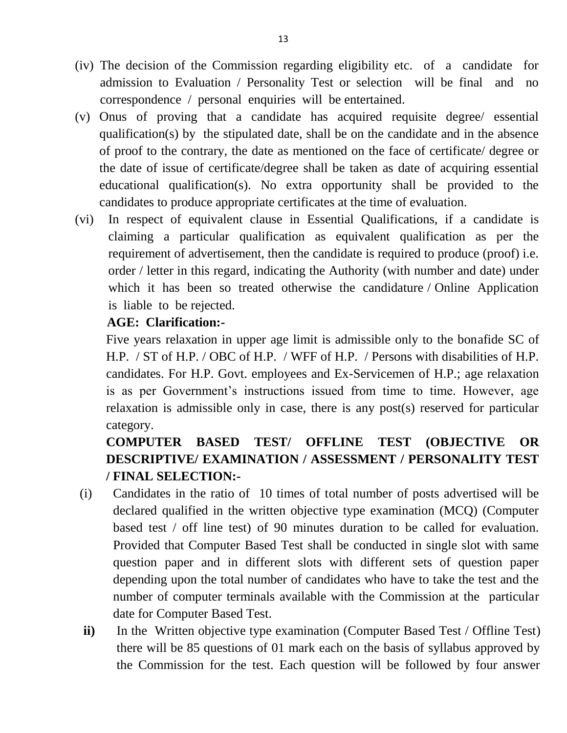(iv) The decision of the Commission regarding eligibility etc. of a candidate for admission to Evaluation / Personality Test or selection will be final and no correspondence / personal enquiries will be entertained.

(v) Onus of proving that a candidate has acquired requisite degree/ essential qualification(s) by the stipulated date, shall be on the candidate and in the absence of proof to the contrary, the date as mentioned on the face of certificate/ degree or the date of issue of certificate/degree shall be taken as date of acquiring essential educational qualification(s). No extra opportunity shall be provided to the candidates to produce appropriate certificates at the time of evaluation.

(vi) In respect of equivalent clause in Essential Qualifications, if a candidate is claiming a particular qualification as equivalent qualification as per the requirement of advertisement, then the candidate is required to produce (proof) i.e. order / letter in this regard, indicating the Authority (with number and date) under which it has been so treated otherwise the candidature / Online Application is liable to be rejected.

**AGE: Clarification:-**

Five years relaxation in upper age limit is admissible only to the bonafide SC of H.P. / ST of H.P. / OBC of H.P. / WFF of H.P. / Persons with disabilities of H.P. candidates. For H.P. Govt. employees and Ex-Servicemen of H.P.; age relaxation is as per Government's instructions issued from time to time. However, age relaxation is admissible only in case, there is any post(s) reserved for particular category.

**COMPUTER BASED TEST/ OFFLINE TEST (OBJECTIVE OR DESCRIPTIVE/ EXAMINATION / ASSESSMENT / PERSONALITY TEST / FINAL SELECTION:-**

(i) Candidates in the ratio of 10 times of total number of posts advertised will be declared qualified in the written objective type examination (MCQ) (Computer based test / off line test) of 90 minutes duration to be called for evaluation. Provided that Computer Based Test shall be conducted in single slot with same question paper and in different slots with different sets of question paper depending upon the total number of candidates who have to take the test and the number of computer terminals available with the Commission at the particular date for Computer Based Test.

**ii)** In the Written objective type examination (Computer Based Test / Offline Test) there will be 85 questions of 01 mark each on the basis of syllabus approved by the Commission for the test. Each question will be followed by four answer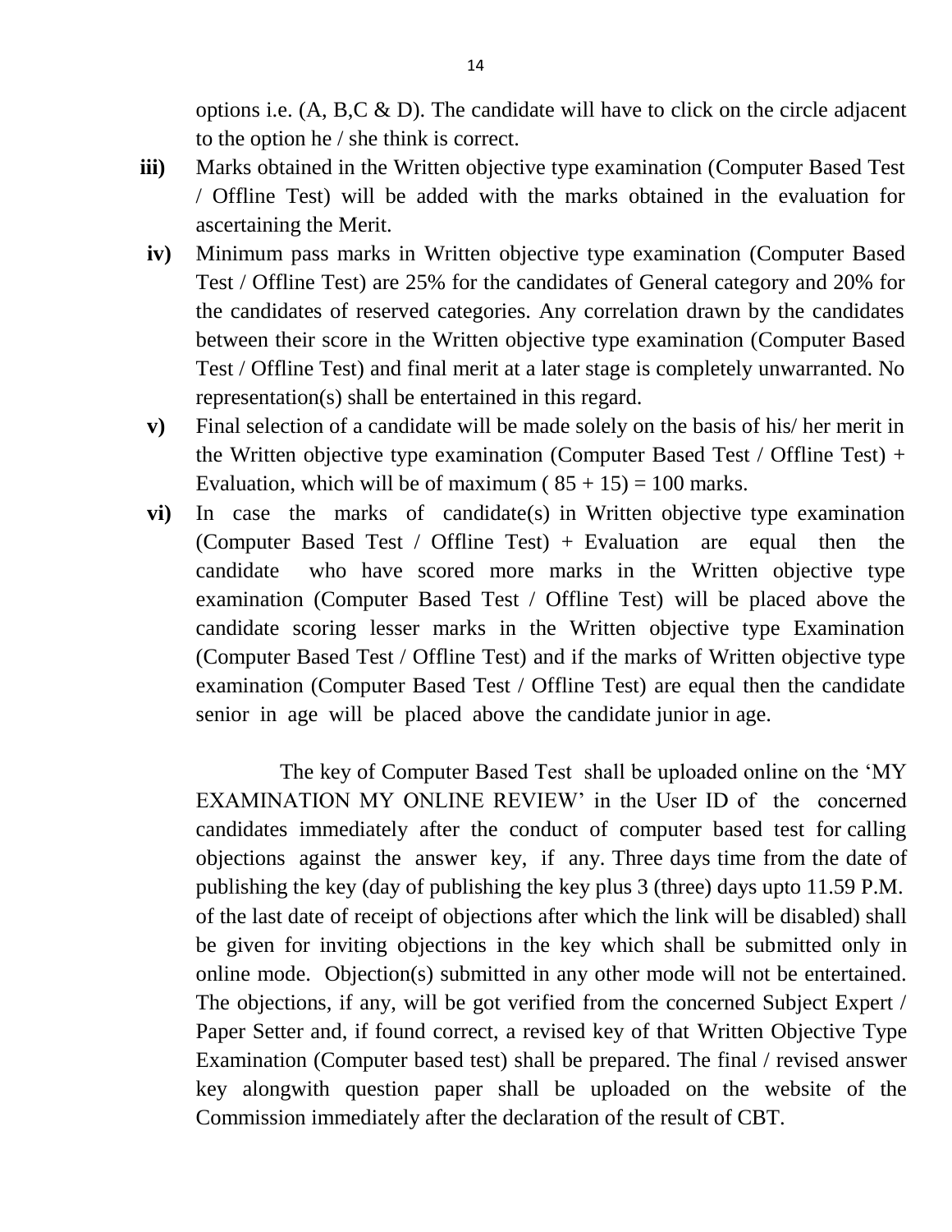options i.e. (A, B,C & D). The candidate will have to click on the circle adjacent to the option he / she think is correct.

**iii)** Marks obtained in the Written objective type examination (Computer Based Test / Offline Test) will be added with the marks obtained in the evaluation for ascertaining the Merit.

**iv)** Minimum pass marks in Written objective type examination (Computer Based Test / Offline Test) are 25% for the candidates of General category and 20% for the candidates of reserved categories. Any correlation drawn by the candidates between their score in the Written objective type examination (Computer Based Test / Offline Test) and final merit at a later stage is completely unwarranted. No representation(s) shall be entertained in this regard.

**v)** Final selection of a candidate will be made solely on the basis of his/ her merit in the Written objective type examination (Computer Based Test / Offline Test) + Evaluation, which will be of maximum ( 85 + 15) = 100 marks.

**vi)** In case the marks of candidate(s) in Written objective type examination (Computer Based Test / Offline Test) + Evaluation are equal then the candidate who have scored more marks in the Written objective type examination (Computer Based Test / Offline Test) will be placed above the candidate scoring lesser marks in the Written objective type Examination (Computer Based Test / Offline Test) and if the marks of Written objective type examination (Computer Based Test / Offline Test) are equal then the candidate senior in age will be placed above the candidate junior in age.

The key of Computer Based Test shall be uploaded online on the 'MY EXAMINATION MY ONLINE REVIEW' in the User ID of the concerned candidates immediately after the conduct of computer based test for calling objections against the answer key, if any. Three days time from the date of publishing the key (day of publishing the key plus 3 (three) days upto 11.59 P.M. of the last date of receipt of objections after which the link will be disabled) shall be given for inviting objections in the key which shall be submitted only in online mode. Objection(s) submitted in any other mode will not be entertained. The objections, if any, will be got verified from the concerned Subject Expert / Paper Setter and, if found correct, a revised key of that Written Objective Type Examination (Computer based test) shall be prepared. The final / revised answer key alongwith question paper shall be uploaded on the website of the Commission immediately after the declaration of the result of CBT.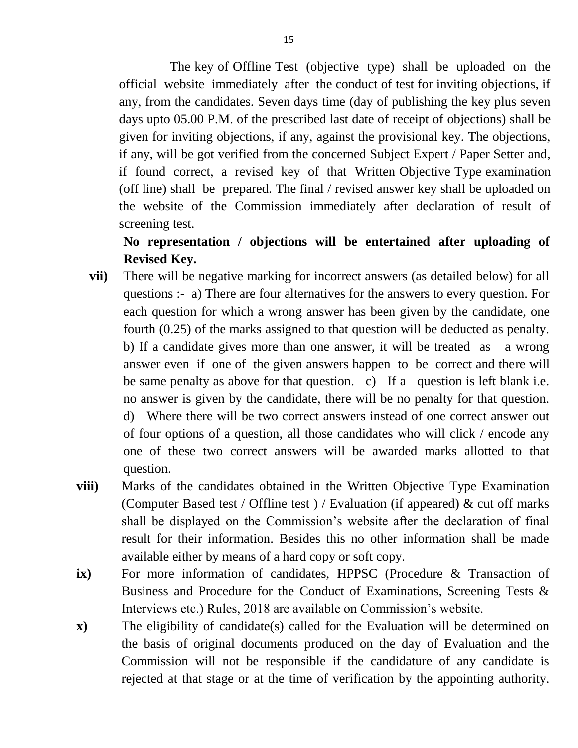The key of Offline Test (objective type) shall be uploaded on the official website immediately after the conduct of test for inviting objections, if any, from the candidates. Seven days time (day of publishing the key plus seven days upto 05.00 P.M. of the prescribed last date of receipt of objections) shall be given for inviting objections, if any, against the provisional key. The objections, if any, will be got verified from the concerned Subject Expert / Paper Setter and, if found correct, a revised key of that Written Objective Type examination (off line) shall be prepared. The final / revised answer key shall be uploaded on the website of the Commission immediately after declaration of result of screening test.

**No representation / objections will be entertained after uploading of Revised Key.**

**vii)** There will be negative marking for incorrect answers (as detailed below) for all questions :- a) There are four alternatives for the answers to every question. For each question for which a wrong answer has been given by the candidate, one fourth (0.25) of the marks assigned to that question will be deducted as penalty. b) If a candidate gives more than one answer, it will be treated as a wrong answer even if one of the given answers happen to be correct and there will be same penalty as above for that question. c) If a question is left blank i.e. no answer is given by the candidate, there will be no penalty for that question. d) Where there will be two correct answers instead of one correct answer out of four options of a question, all those candidates who will click / encode any one of these two correct answers will be awarded marks allotted to that question.

**viii)** Marks of the candidates obtained in the Written Objective Type Examination (Computer Based test / Offline test ) / Evaluation (if appeared) & cut off marks shall be displayed on the Commission's website after the declaration of final result for their information. Besides this no other information shall be made available either by means of a hard copy or soft copy.

**ix)** For more information of candidates, HPPSC (Procedure & Transaction of Business and Procedure for the Conduct of Examinations, Screening Tests & Interviews etc.) Rules, 2018 are available on Commission's website.

**x)** The eligibility of candidate(s) called for the Evaluation will be determined on the basis of original documents produced on the day of Evaluation and the Commission will not be responsible if the candidature of any candidate is rejected at that stage or at the time of verification by the appointing authority.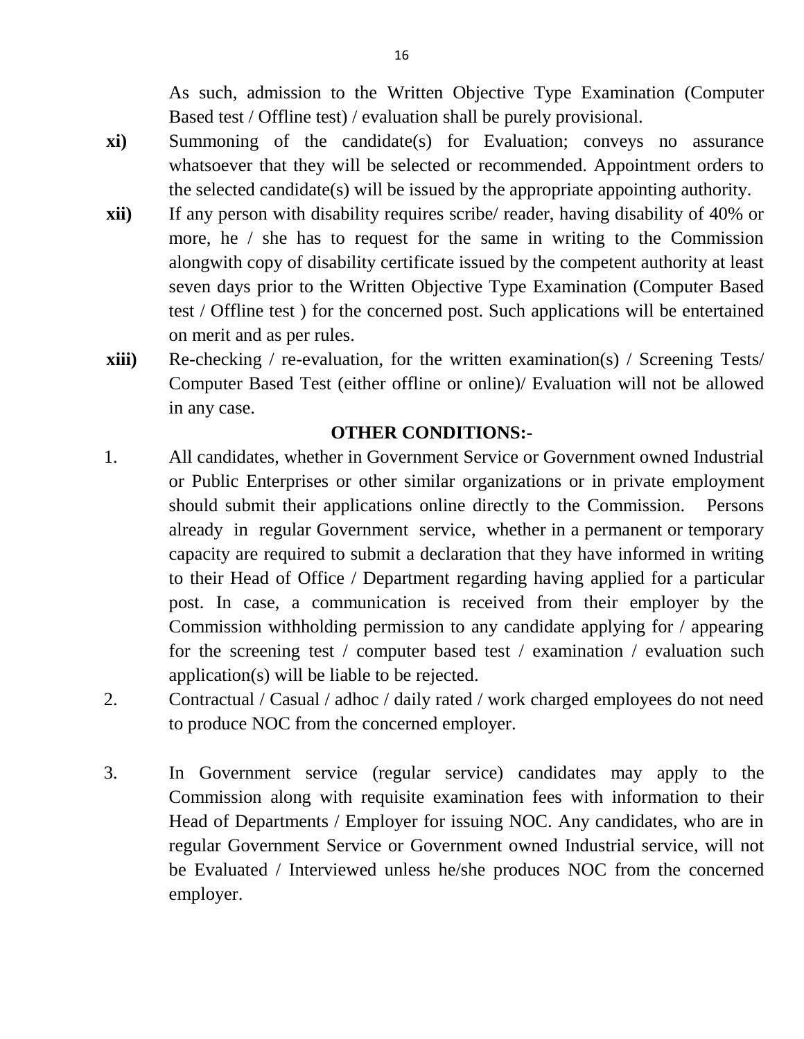As such, admission to the Written Objective Type Examination (Computer Based test / Offline test) / evaluation shall be purely provisional.

**xi)** Summoning of the candidate(s) for Evaluation; conveys no assurance whatsoever that they will be selected or recommended. Appointment orders to the selected candidate(s) will be issued by the appropriate appointing authority.

**xii)** If any person with disability requires scribe/ reader, having disability of 40% or more, he / she has to request for the same in writing to the Commission alongwith copy of disability certificate issued by the competent authority at least seven days prior to the Written Objective Type Examination (Computer Based test / Offline test ) for the concerned post. Such applications will be entertained on merit and as per rules.

**xiii)** Re-checking / re-evaluation, for the written examination(s) / Screening Tests/ Computer Based Test (either offline or online)/ Evaluation will not be allowed in any case.

**OTHER CONDITIONS:-**

1. All candidates, whether in Government Service or Government owned Industrial or Public Enterprises or other similar organizations or in private employment should submit their applications online directly to the Commission. Persons already in regular Government service, whether in a permanent or temporary capacity are required to submit a declaration that they have informed in writing to their Head of Office / Department regarding having applied for a particular post. In case, a communication is received from their employer by the Commission withholding permission to any candidate applying for / appearing for the screening test / computer based test / examination / evaluation such application(s) will be liable to be rejected.

2. Contractual / Casual / adhoc / daily rated / work charged employees do not need to produce NOC from the concerned employer.

3. In Government service (regular service) candidates may apply to the Commission along with requisite examination fees with information to their Head of Departments / Employer for issuing NOC. Any candidates, who are in regular Government Service or Government owned Industrial service, will not be Evaluated / Interviewed unless he/she produces NOC from the concerned employer.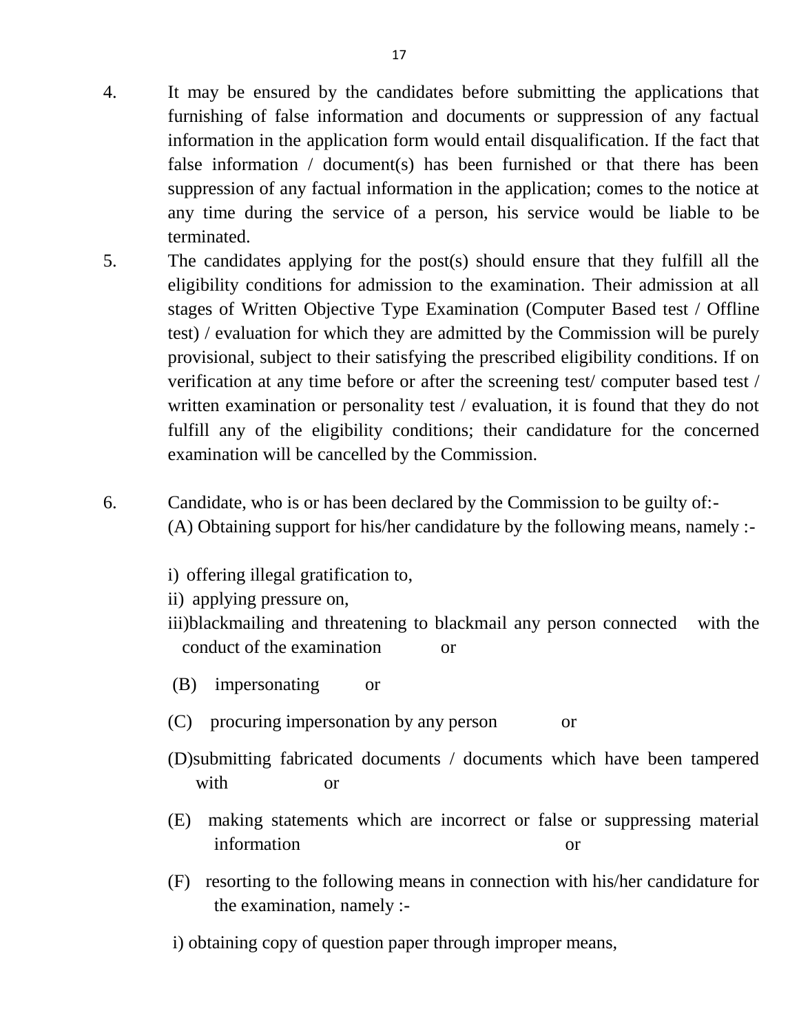4. It may be ensured by the candidates before submitting the applications that furnishing of false information and documents or suppression of any factual information in the application form would entail disqualification. If the fact that false information / document(s) has been furnished or that there has been suppression of any factual information in the application; comes to the notice at any time during the service of a person, his service would be liable to be terminated.

5. The candidates applying for the post(s) should ensure that they fulfill all the eligibility conditions for admission to the examination. Their admission at all stages of Written Objective Type Examination (Computer Based test / Offline test) / evaluation for which they are admitted by the Commission will be purely provisional, subject to their satisfying the prescribed eligibility conditions. If on verification at any time before or after the screening test/ computer based test / written examination or personality test / evaluation, it is found that they do not fulfill any of the eligibility conditions; their candidature for the concerned examination will be cancelled by the Commission.

6. Candidate, who is or has been declared by the Commission to be guilty of:-

   (A) Obtaining support for his/her candidature by the following means, namely :-

   i) offering illegal gratification to,
   ii) applying pressure on,
   iii) blackmailing and threatening to blackmail any person connected with the conduct of the examination or

   (B) impersonating or

   (C) procuring impersonation by any person or

   (D) submitting fabricated documents / documents which have been tampered with or

   (E) making statements which are incorrect or false or suppressing material information or

   (F) resorting to the following means in connection with his/her candidature for the examination, namely :-

   i) obtaining copy of question paper through improper means,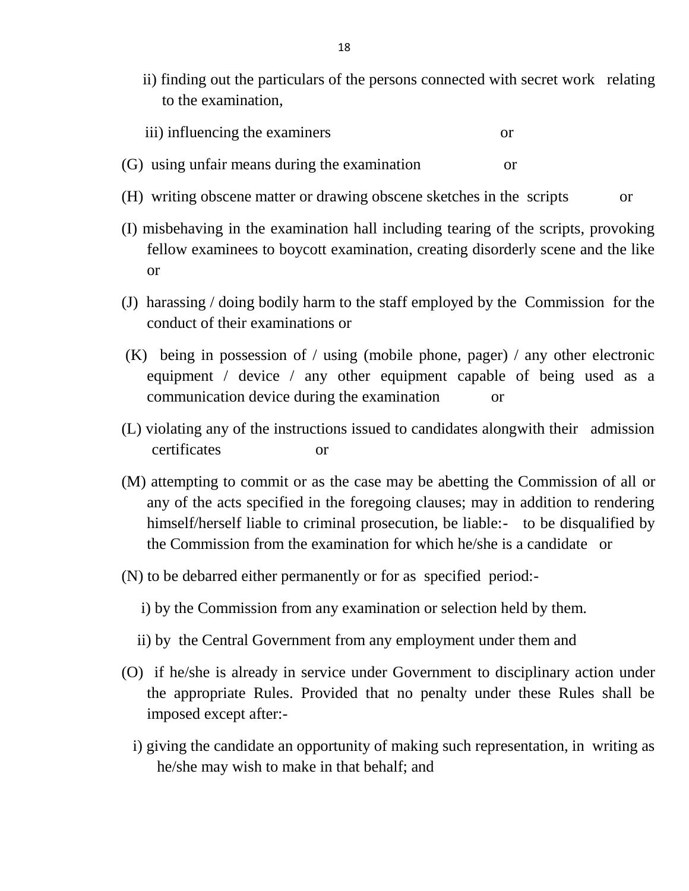ii) finding out the particulars of the persons connected with secret work relating to the examination,

iii) influencing the examiners or

(G) using unfair means during the examination or

(H) writing obscene matter or drawing obscene sketches in the scripts or

(I) misbehaving in the examination hall including tearing of the scripts, provoking fellow examinees to boycott examination, creating disorderly scene and the like or

(J) harassing / doing bodily harm to the staff employed by the Commission for the conduct of their examinations or

(K) being in possession of / using (mobile phone, pager) / any other electronic equipment / device / any other equipment capable of being used as a communication device during the examination or

(L) violating any of the instructions issued to candidates alongwith their admission certificates or

(M) attempting to commit or as the case may be abetting the Commission of all or any of the acts specified in the foregoing clauses; may in addition to rendering himself/herself liable to criminal prosecution, be liable:- to be disqualified by the Commission from the examination for which he/she is a candidate or

(N) to be debarred either permanently or for as specified period:-

i) by the Commission from any examination or selection held by them.

ii) by the Central Government from any employment under them and

(O) if he/she is already in service under Government to disciplinary action under the appropriate Rules. Provided that no penalty under these Rules shall be imposed except after:-

i) giving the candidate an opportunity of making such representation, in writing as he/she may wish to make in that behalf; and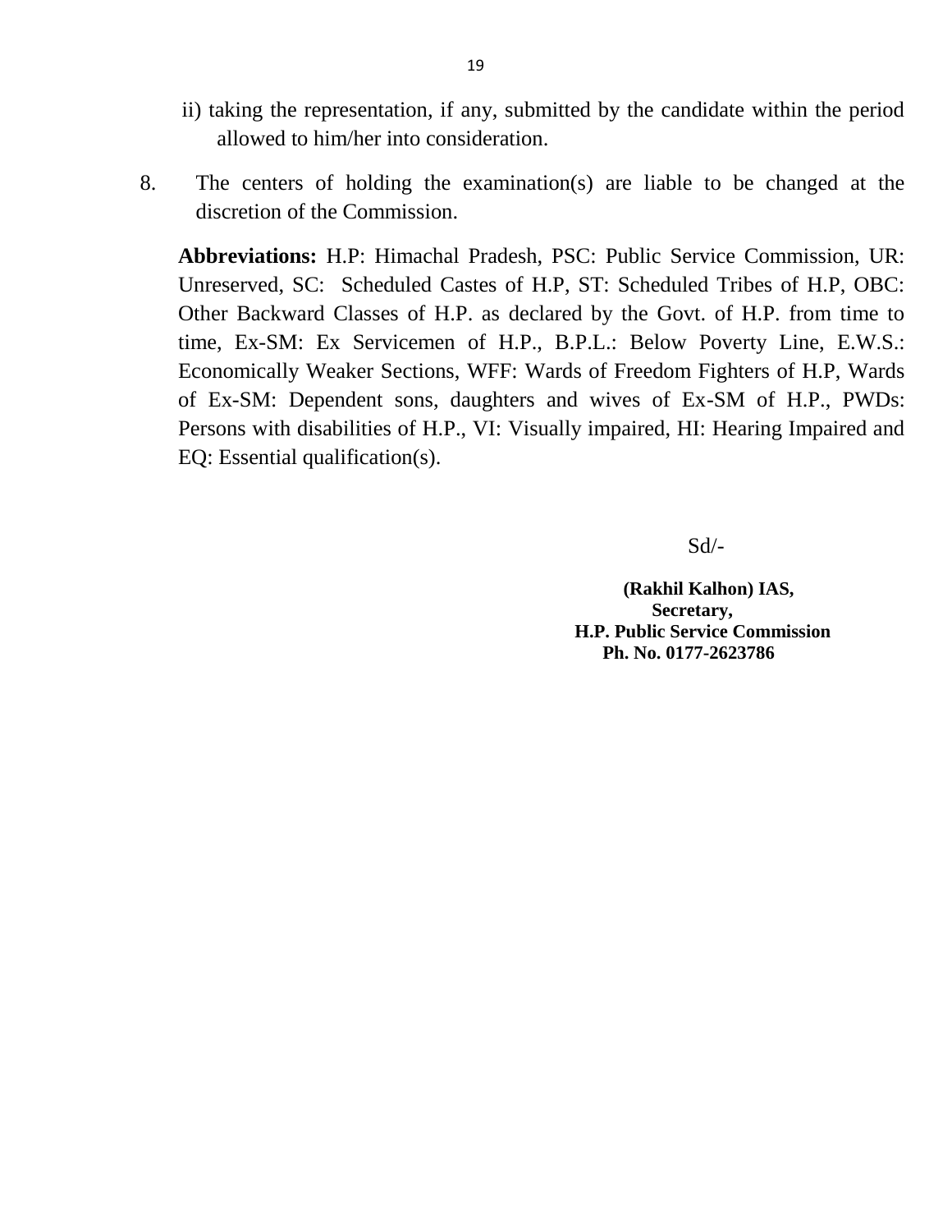ii) taking the representation, if any, submitted by the candidate within the period allowed to him/her into consideration.

8. The centers of holding the examination(s) are liable to be changed at the discretion of the Commission.

**Abbreviations:** H.P: Himachal Pradesh, PSC: Public Service Commission, UR: Unreserved, SC: Scheduled Castes of H.P, ST: Scheduled Tribes of H.P, OBC: Other Backward Classes of H.P. as declared by the Govt. of H.P. from time to time, Ex-SM: Ex Servicemen of H.P., B.P.L.: Below Poverty Line, E.W.S.: Economically Weaker Sections, WFF: Wards of Freedom Fighters of H.P, Wards of Ex-SM: Dependent sons, daughters and wives of Ex-SM of H.P., PWDs: Persons with disabilities of H.P., VI: Visually impaired, HI: Hearing Impaired and EQ: Essential qualification(s).

Sd/-

**(Rakhil Kalhon) IAS,**
**Secretary,**
**H.P. Public Service Commission**
**Ph. No. 0177-2623786**